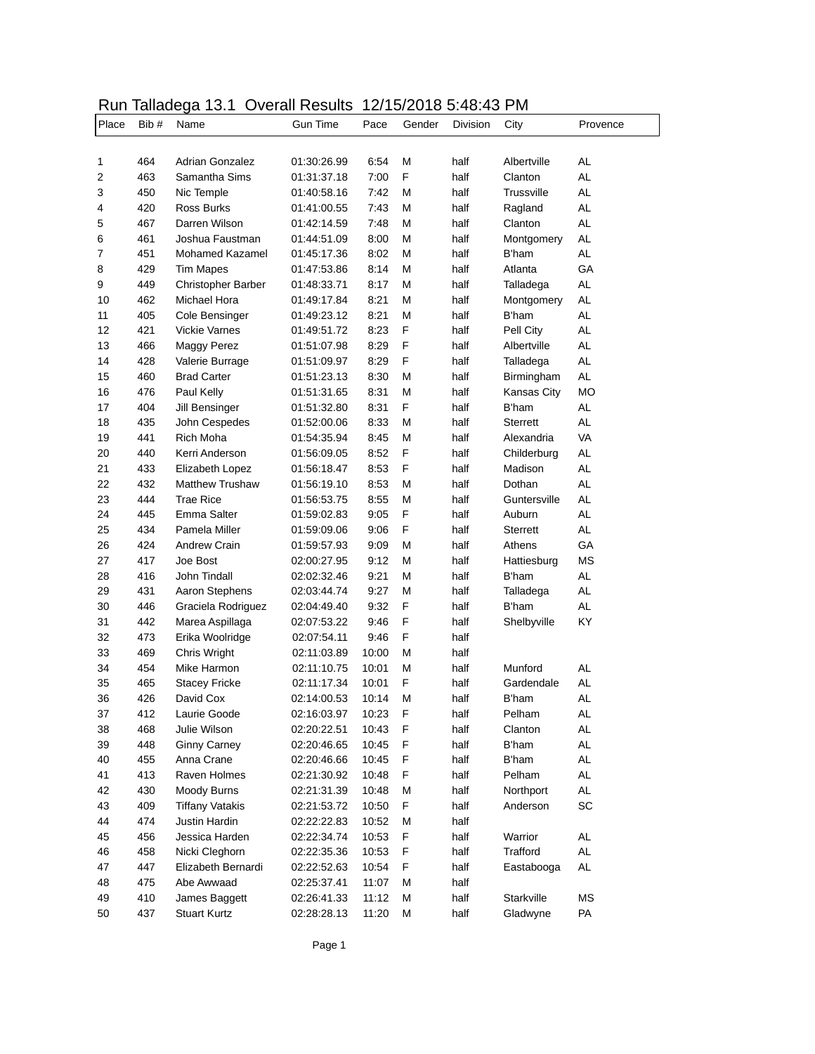# Run Talladega 13.1 Overall Results 12/15/2018 5:48:43 PM

| Place | Bib # | Name | Gun Time | Pace | Gender | Division | City | Provence |
|---|---|---|---|---|---|---|---|---|
| 1 | 464 | Adrian Gonzalez | 01:30:26.99 | 6:54 | M | half | Albertville | AL |
| 2 | 463 | Samantha Sims | 01:31:37.18 | 7:00 | F | half | Clanton | AL |
| 3 | 450 | Nic Temple | 01:40:58.16 | 7:42 | M | half | Trussville | AL |
| 4 | 420 | Ross Burks | 01:41:00.55 | 7:43 | M | half | Ragland | AL |
| 5 | 467 | Darren Wilson | 01:42:14.59 | 7:48 | M | half | Clanton | AL |
| 6 | 461 | Joshua Faustman | 01:44:51.09 | 8:00 | M | half | Montgomery | AL |
| 7 | 451 | Mohamed Kazamel | 01:45:17.36 | 8:02 | M | half | B'ham | AL |
| 8 | 429 | Tim Mapes | 01:47:53.86 | 8:14 | M | half | Atlanta | GA |
| 9 | 449 | Christopher Barber | 01:48:33.71 | 8:17 | M | half | Talladega | AL |
| 10 | 462 | Michael Hora | 01:49:17.84 | 8:21 | M | half | Montgomery | AL |
| 11 | 405 | Cole Bensinger | 01:49:23.12 | 8:21 | M | half | B'ham | AL |
| 12 | 421 | Vickie Varnes | 01:49:51.72 | 8:23 | F | half | Pell City | AL |
| 13 | 466 | Maggy Perez | 01:51:07.98 | 8:29 | F | half | Albertville | AL |
| 14 | 428 | Valerie Burrage | 01:51:09.97 | 8:29 | F | half | Talladega | AL |
| 15 | 460 | Brad Carter | 01:51:23.13 | 8:30 | M | half | Birmingham | AL |
| 16 | 476 | Paul Kelly | 01:51:31.65 | 8:31 | M | half | Kansas City | MO |
| 17 | 404 | Jill Bensinger | 01:51:32.80 | 8:31 | F | half | B'ham | AL |
| 18 | 435 | John Cespedes | 01:52:00.06 | 8:33 | M | half | Sterrett | AL |
| 19 | 441 | Rich Moha | 01:54:35.94 | 8:45 | M | half | Alexandria | VA |
| 20 | 440 | Kerri Anderson | 01:56:09.05 | 8:52 | F | half | Childerburg | AL |
| 21 | 433 | Elizabeth Lopez | 01:56:18.47 | 8:53 | F | half | Madison | AL |
| 22 | 432 | Matthew Trushaw | 01:56:19.10 | 8:53 | M | half | Dothan | AL |
| 23 | 444 | Trae Rice | 01:56:53.75 | 8:55 | M | half | Guntersville | AL |
| 24 | 445 | Emma Salter | 01:59:02.83 | 9:05 | F | half | Auburn | AL |
| 25 | 434 | Pamela Miller | 01:59:09.06 | 9:06 | F | half | Sterrett | AL |
| 26 | 424 | Andrew Crain | 01:59:57.93 | 9:09 | M | half | Athens | GA |
| 27 | 417 | Joe Bost | 02:00:27.95 | 9:12 | M | half | Hattiesburg | MS |
| 28 | 416 | John Tindall | 02:02:32.46 | 9:21 | M | half | B'ham | AL |
| 29 | 431 | Aaron Stephens | 02:03:44.74 | 9:27 | M | half | Talladega | AL |
| 30 | 446 | Graciela Rodriguez | 02:04:49.40 | 9:32 | F | half | B'ham | AL |
| 31 | 442 | Marea Aspillaga | 02:07:53.22 | 9:46 | F | half | Shelbyville | KY |
| 32 | 473 | Erika Woolridge | 02:07:54.11 | 9:46 | F | half | | |
| 33 | 469 | Chris Wright | 02:11:03.89 | 10:00 | M | half | | |
| 34 | 454 | Mike Harmon | 02:11:10.75 | 10:01 | M | half | Munford | AL |
| 35 | 465 | Stacey Fricke | 02:11:17.34 | 10:01 | F | half | Gardendale | AL |
| 36 | 426 | David Cox | 02:14:00.53 | 10:14 | M | half | B'ham | AL |
| 37 | 412 | Laurie Goode | 02:16:03.97 | 10:23 | F | half | Pelham | AL |
| 38 | 468 | Julie Wilson | 02:20:22.51 | 10:43 | F | half | Clanton | AL |
| 39 | 448 | Ginny Carney | 02:20:46.65 | 10:45 | F | half | B'ham | AL |
| 40 | 455 | Anna Crane | 02:20:46.66 | 10:45 | F | half | B'ham | AL |
| 41 | 413 | Raven Holmes | 02:21:30.92 | 10:48 | F | half | Pelham | AL |
| 42 | 430 | Moody Burns | 02:21:31.39 | 10:48 | M | half | Northport | AL |
| 43 | 409 | Tiffany Vatakis | 02:21:53.72 | 10:50 | F | half | Anderson | SC |
| 44 | 474 | Justin Hardin | 02:22:22.83 | 10:52 | M | half | | |
| 45 | 456 | Jessica Harden | 02:22:34.74 | 10:53 | F | half | Warrior | AL |
| 46 | 458 | Nicki Cleghorn | 02:22:35.36 | 10:53 | F | half | Trafford | AL |
| 47 | 447 | Elizabeth Bernardi | 02:22:52.63 | 10:54 | F | half | Eastabooga | AL |
| 48 | 475 | Abe Awwaad | 02:25:37.41 | 11:07 | M | half | | |
| 49 | 410 | James Baggett | 02:26:41.33 | 11:12 | M | half | Starkville | MS |
| 50 | 437 | Stuart Kurtz | 02:28:28.13 | 11:20 | M | half | Gladwyne | PA |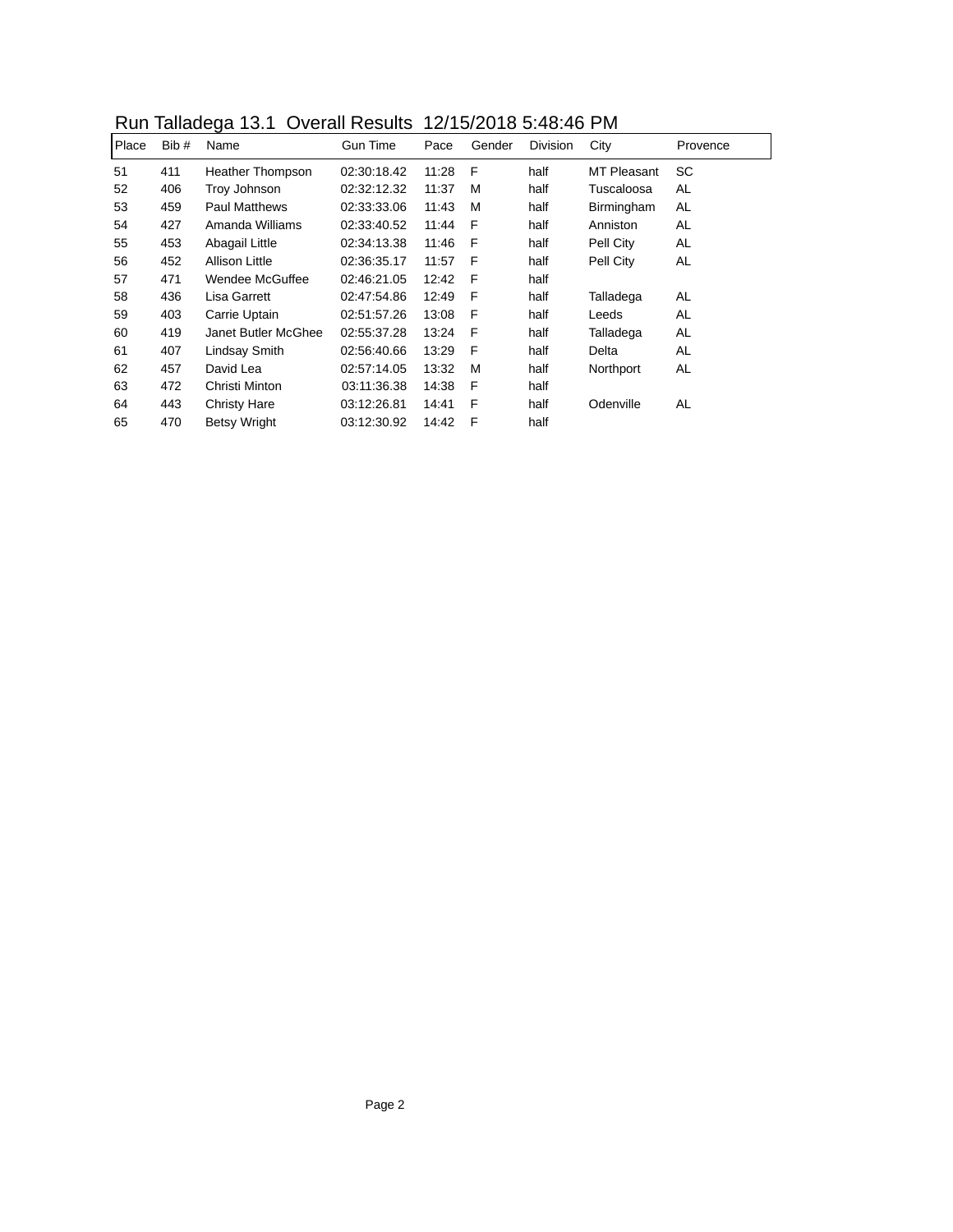# Run Talladega 13.1 Overall Results 12/15/2018 5:48:46 PM

| Place | Bib # | Name | Gun Time | Pace | Gender | Division | City | Provence |
|---|---|---|---|---|---|---|---|---|
| 51 | 411 | Heather Thompson | 02:30:18.42 | 11:28 | F | half | MT Pleasant | SC |
| 52 | 406 | Troy Johnson | 02:32:12.32 | 11:37 | M | half | Tuscaloosa | AL |
| 53 | 459 | Paul Matthews | 02:33:33.06 | 11:43 | M | half | Birmingham | AL |
| 54 | 427 | Amanda Williams | 02:33:40.52 | 11:44 | F | half | Anniston | AL |
| 55 | 453 | Abagail Little | 02:34:13.38 | 11:46 | F | half | Pell City | AL |
| 56 | 452 | Allison Little | 02:36:35.17 | 11:57 | F | half | Pell City | AL |
| 57 | 471 | Wendee McGuffee | 02:46:21.05 | 12:42 | F | half | | |
| 58 | 436 | Lisa Garrett | 02:47:54.86 | 12:49 | F | half | Talladega | AL |
| 59 | 403 | Carrie Uptain | 02:51:57.26 | 13:08 | F | half | Leeds | AL |
| 60 | 419 | Janet Butler McGhee | 02:55:37.28 | 13:24 | F | half | Talladega | AL |
| 61 | 407 | Lindsay Smith | 02:56:40.66 | 13:29 | F | half | Delta | AL |
| 62 | 457 | David Lea | 02:57:14.05 | 13:32 | M | half | Northport | AL |
| 63 | 472 | Christi Minton | 03:11:36.38 | 14:38 | F | half | | |
| 64 | 443 | Christy Hare | 03:12:26.81 | 14:41 | F | half | Odenville | AL |
| 65 | 470 | Betsy Wright | 03:12:30.92 | 14:42 | F | half | | |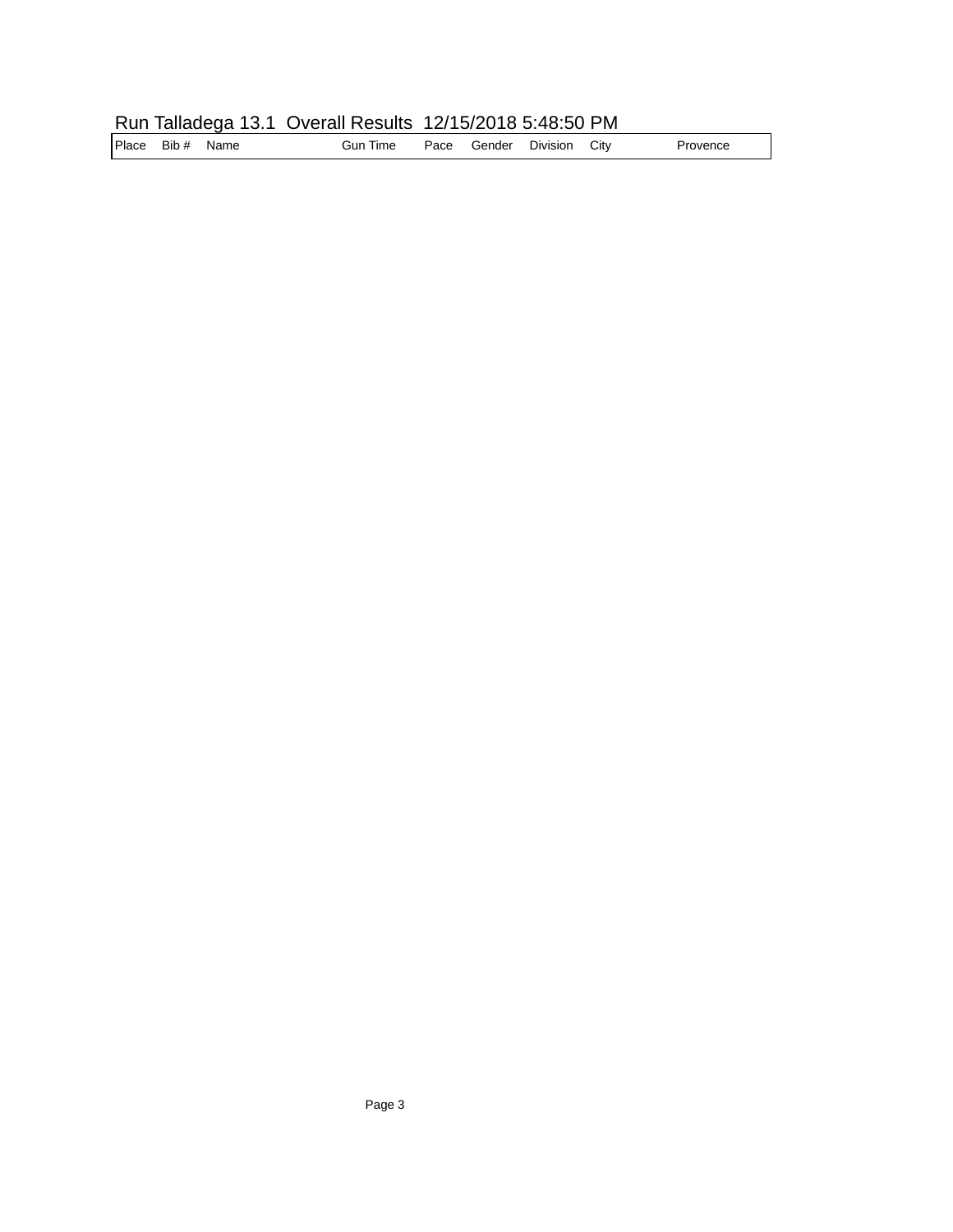Run Talladega 13.1  Overall Results  12/15/2018 5:48:50 PM

| Place | Bib # | Name | Gun Time | Pace | Gender | Division | City | Provence |
|---|---|---|---|---|---|---|---|---|